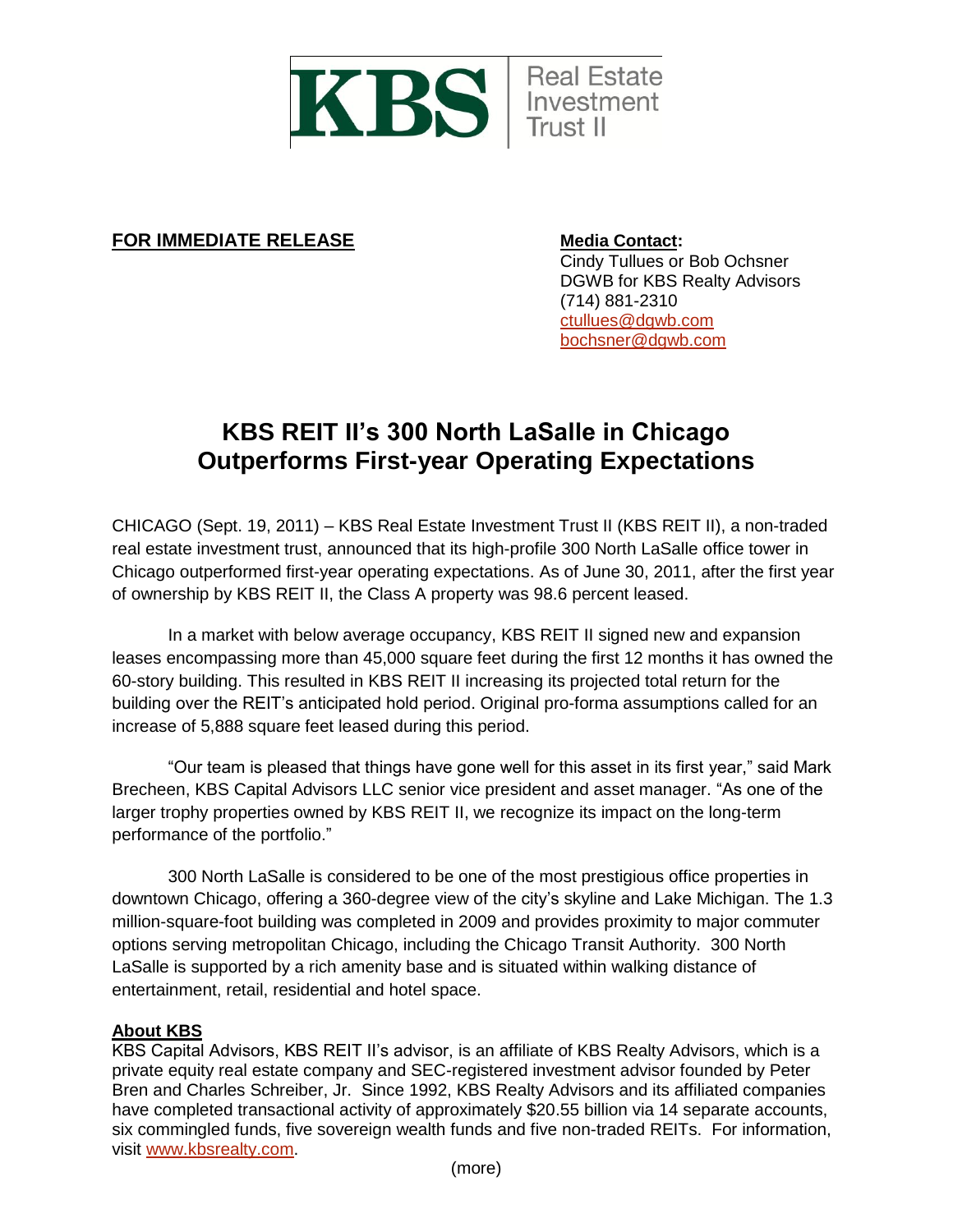KBS Real Estate Investment Trust II

**FOR IMMEDIATE RELEASE**

**Media Contact:**
Cindy Tullues or Bob Ochsner
DGWB for KBS Realty Advisors
(714) 881-2310
ctullues@dgwb.com
bochsner@dgwb.com

# KBS REIT II's 300 North LaSalle in Chicago Outperforms First-year Operating Expectations

CHICAGO (Sept. 19, 2011) – KBS Real Estate Investment Trust II (KBS REIT II), a non-traded real estate investment trust, announced that its high-profile 300 North LaSalle office tower in Chicago outperformed first-year operating expectations. As of June 30, 2011, after the first year of ownership by KBS REIT II, the Class A property was 98.6 percent leased.

In a market with below average occupancy, KBS REIT II signed new and expansion leases encompassing more than 45,000 square feet during the first 12 months it has owned the 60-story building. This resulted in KBS REIT II increasing its projected total return for the building over the REIT's anticipated hold period. Original pro-forma assumptions called for an increase of 5,888 square feet leased during this period.

"Our team is pleased that things have gone well for this asset in its first year," said Mark Brecheen, KBS Capital Advisors LLC senior vice president and asset manager. "As one of the larger trophy properties owned by KBS REIT II, we recognize its impact on the long-term performance of the portfolio."

300 North LaSalle is considered to be one of the most prestigious office properties in downtown Chicago, offering a 360-degree view of the city's skyline and Lake Michigan. The 1.3 million-square-foot building was completed in 2009 and provides proximity to major commuter options serving metropolitan Chicago, including the Chicago Transit Authority. 300 North LaSalle is supported by a rich amenity base and is situated within walking distance of entertainment, retail, residential and hotel space.

**About KBS**
KBS Capital Advisors, KBS REIT II's advisor, is an affiliate of KBS Realty Advisors, which is a private equity real estate company and SEC-registered investment advisor founded by Peter Bren and Charles Schreiber, Jr. Since 1992, KBS Realty Advisors and its affiliated companies have completed transactional activity of approximately $20.55 billion via 14 separate accounts, six commingled funds, five sovereign wealth funds and five non-traded REITs. For information, visit www.kbsrealty.com.

(more)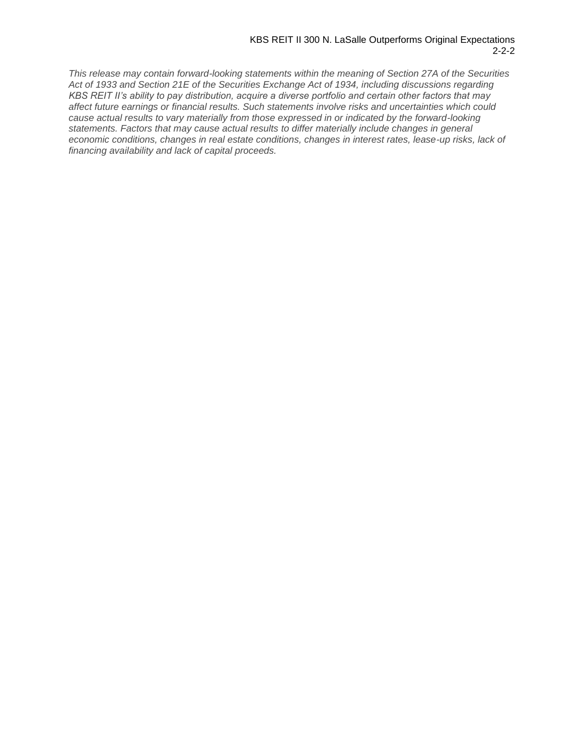*This release may contain forward-looking statements within the meaning of Section 27A of the Securities Act of 1933 and Section 21E of the Securities Exchange Act of 1934, including discussions regarding KBS REIT II's ability to pay distribution, acquire a diverse portfolio and certain other factors that may affect future earnings or financial results. Such statements involve risks and uncertainties which could cause actual results to vary materially from those expressed in or indicated by the forward-looking statements. Factors that may cause actual results to differ materially include changes in general economic conditions, changes in real estate conditions, changes in interest rates, lease-up risks, lack of financing availability and lack of capital proceeds.*